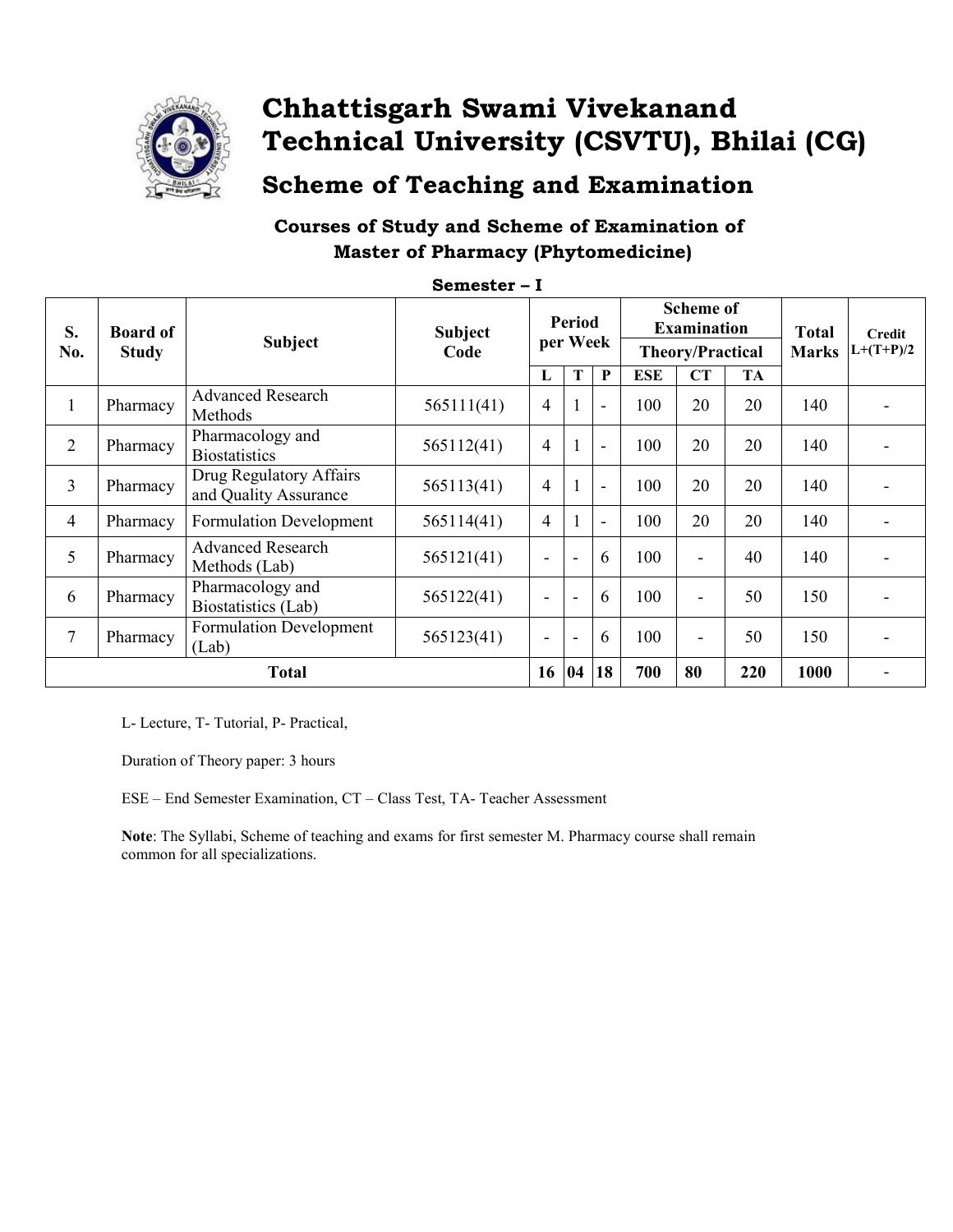# Chhattisgarh Swami Vivekanand Technical University (CSVTU), Bhilai (CG)

## Scheme of Teaching and Examination

### Courses of Study and Scheme of Examination of Master of Pharmacy (Phytomedicine)

**Semester – I**

| S. No. | Board of Study | Subject | Subject Code | Period per Week | | | Scheme of Examination | | | Total Marks | Credit L+(T+P)/2 |
|---|---|---|---|---|---|---|---|---|---|---|---|
| | | | | | | | Theory/Practical | | | | |
| | | | | L | T | P | ESE | CT | TA | | |
| 1 | Pharmacy | Advanced Research Methods | 565111(41) | 4 | 1 | - | 100 | 20 | 20 | 140 | - |
| 2 | Pharmacy | Pharmacology and Biostatistics | 565112(41) | 4 | 1 | - | 100 | 20 | 20 | 140 | - |
| 3 | Pharmacy | Drug Regulatory Affairs and Quality Assurance | 565113(41) | 4 | 1 | - | 100 | 20 | 20 | 140 | - |
| 4 | Pharmacy | Formulation Development | 565114(41) | 4 | 1 | - | 100 | 20 | 20 | 140 | - |
| 5 | Pharmacy | Advanced Research Methods (Lab) | 565121(41) | - | - | 6 | 100 | - | 40 | 140 | - |
| 6 | Pharmacy | Pharmacology and Biostatistics (Lab) | 565122(41) | - | - | 6 | 100 | - | 50 | 150 | - |
| 7 | Pharmacy | Formulation Development (Lab) | 565123(41) | - | - | 6 | 100 | - | 50 | 150 | - |
| **Total** | | | | **16** | **04** | **18** | **700** | **80** | **220** | **1000** | - |

L- Lecture, T- Tutorial, P- Practical,

Duration of Theory paper: 3 hours

ESE – End Semester Examination, CT – Class Test, TA- Teacher Assessment

**Note**: The Syllabi, Scheme of teaching and exams for first semester M. Pharmacy course shall remain common for all specializations.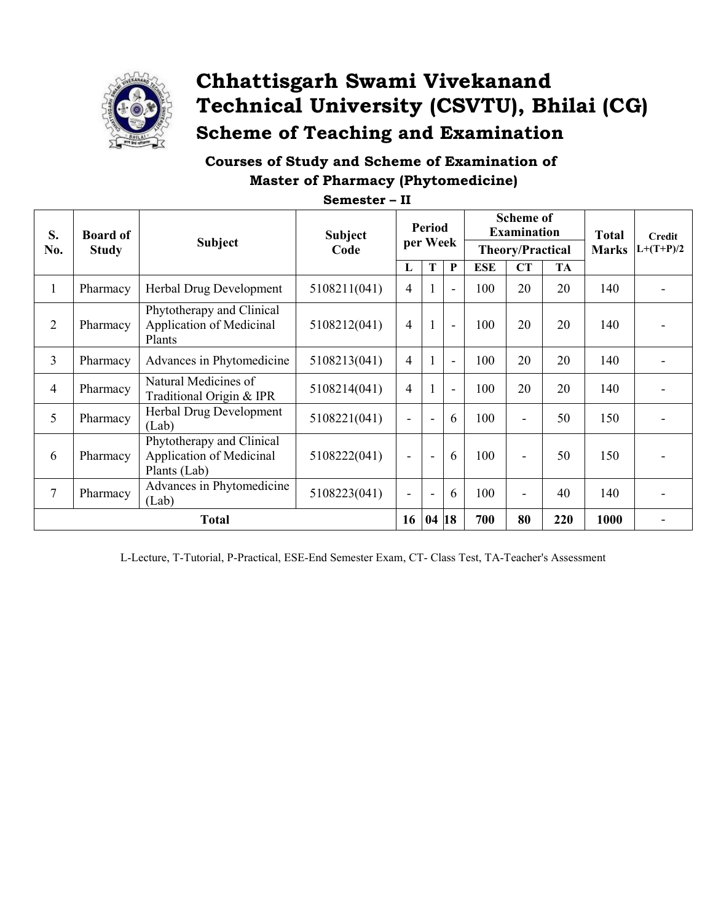# Chhattisgarh Swami Vivekanand Technical University (CSVTU), Bhilai (CG)

## Scheme of Teaching and Examination

### Courses of Study and Scheme of Examination of Master of Pharmacy (Phytomedicine)

**Semester – II**

| S. No. | Board of Study | Subject | Subject Code | Period per Week | | | Scheme of Examination Theory/Practical | | | Total Marks | Credit L+(T+P)/2 |
|---|---|---|---|---|---|---|---|---|---|---|---|
| | | | | L | T | P | ESE | CT | TA | | |
| 1 | Pharmacy | Herbal Drug Development | 5108211(041) | 4 | 1 | - | 100 | 20 | 20 | 140 | - |
| 2 | Pharmacy | Phytotherapy and Clinical Application of Medicinal Plants | 5108212(041) | 4 | 1 | - | 100 | 20 | 20 | 140 | - |
| 3 | Pharmacy | Advances in Phytomedicine | 5108213(041) | 4 | 1 | - | 100 | 20 | 20 | 140 | - |
| 4 | Pharmacy | Natural Medicines of Traditional Origin & IPR | 5108214(041) | 4 | 1 | - | 100 | 20 | 20 | 140 | - |
| 5 | Pharmacy | Herbal Drug Development (Lab) | 5108221(041) | - | - | 6 | 100 | - | 50 | 150 | - |
| 6 | Pharmacy | Phytotherapy and Clinical Application of Medicinal Plants (Lab) | 5108222(041) | - | - | 6 | 100 | - | 50 | 150 | - |
| 7 | Pharmacy | Advances in Phytomedicine (Lab) | 5108223(041) | - | - | 6 | 100 | - | 40 | 140 | - |
| **Total** | | | | **16** | **04** | **18** | **700** | **80** | **220** | **1000** | - |

L-Lecture, T-Tutorial, P-Practical, ESE-End Semester Exam, CT- Class Test, TA-Teacher's Assessment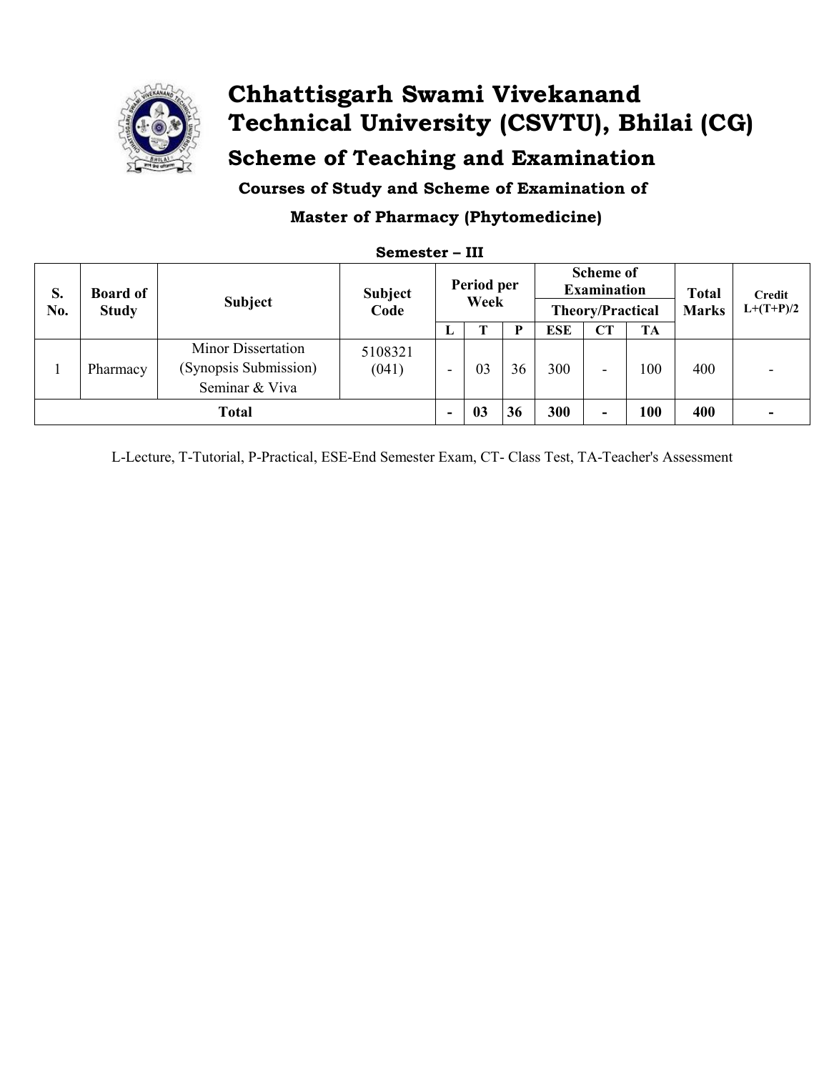# Chhattisgarh Swami Vivekanand Technical University (CSVTU), Bhilai (CG)

## Scheme of Teaching and Examination

### Courses of Study and Scheme of Examination of

### Master of Pharmacy (Phytomedicine)

**Semester – III**

| S. No. | Board of Study | Subject | Subject Code | Period per Week | | | Scheme of Examination | | | Total Marks | Credit L+(T+P)/2 |
|---|---|---|---|---|---|---|---|---|---|---|---|
| | | | | | | | Theory/Practical | | | | |
| | | | | L | T | P | ESE | CT | TA | | |
| 1 | Pharmacy | Minor Dissertation (Synopsis Submission) Seminar & Viva | 5108321 (041) | - | 03 | 36 | 300 | - | 100 | 400 | - |
| **Total** | | | | **-** | **03** | **36** | **300** | **-** | **100** | **400** | **-** |

L-Lecture, T-Tutorial, P-Practical, ESE-End Semester Exam, CT- Class Test, TA-Teacher's Assessment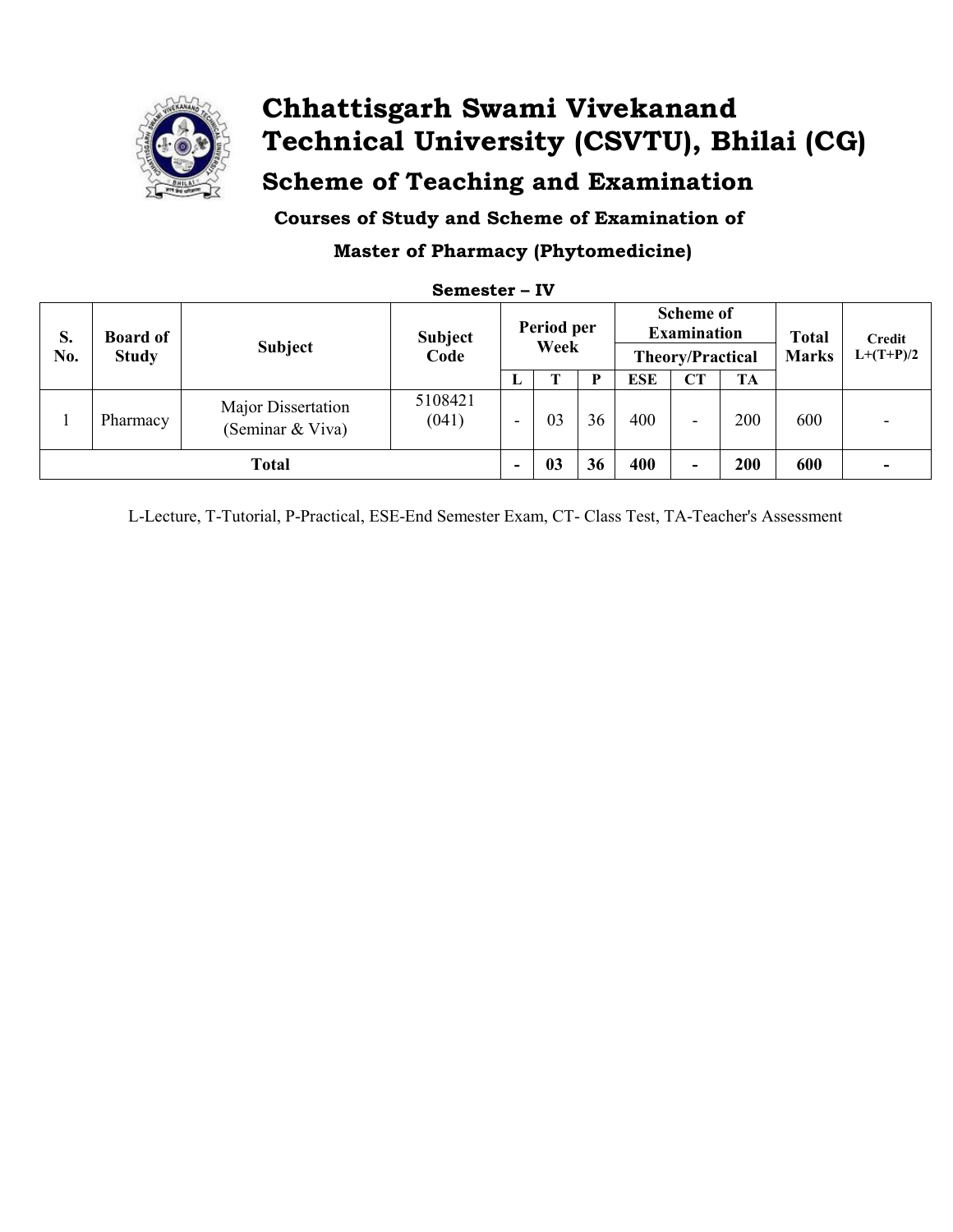# Chhattisgarh Swami Vivekanand Technical University (CSVTU), Bhilai (CG)

## Scheme of Teaching and Examination

### Courses of Study and Scheme of Examination of

### Master of Pharmacy (Phytomedicine)

**Semester – IV**

| S. No. | Board of Study | Subject | Subject Code | Period per Week | | | Scheme of Examination Theory/Practical | | | Total Marks | Credit L+(T+P)/2 |
|---|---|---|---|---|---|---|---|---|---|---|---|
| | | | | L | T | P | ESE | CT | TA | | |
| 1 | Pharmacy | Major Dissertation (Seminar & Viva) | 5108421 (041) | - | 03 | 36 | 400 | - | 200 | 600 | - |
| **Total** | | | | **-** | **03** | **36** | **400** | **-** | **200** | **600** | **-** |

L-Lecture, T-Tutorial, P-Practical, ESE-End Semester Exam, CT- Class Test, TA-Teacher's Assessment